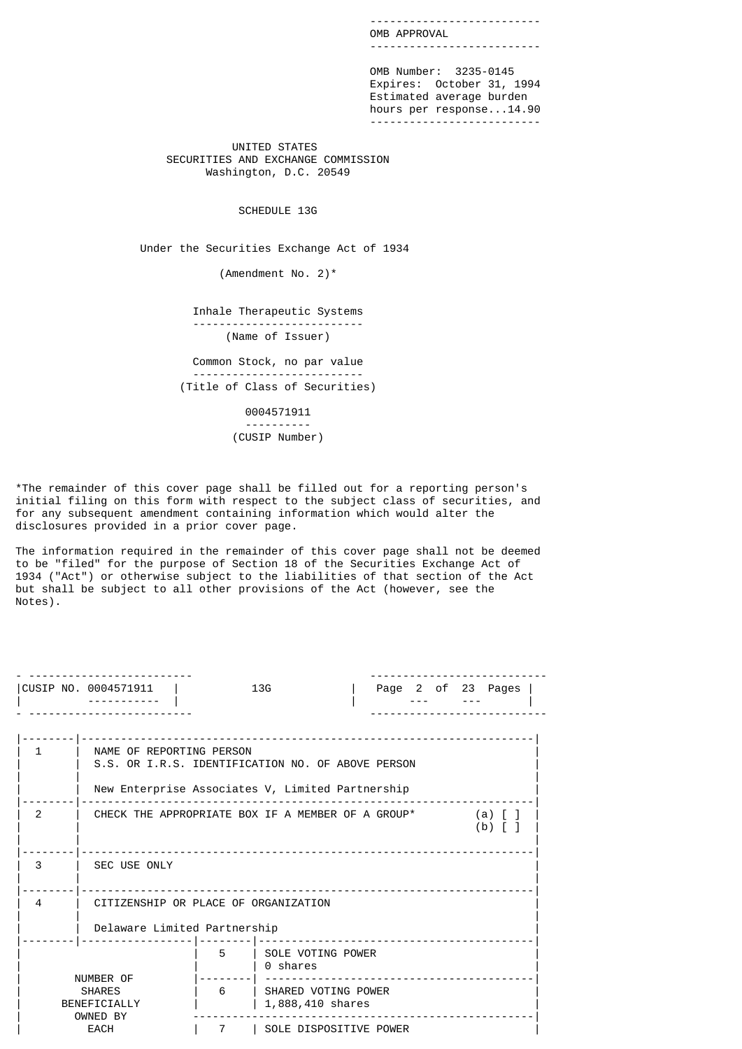| OMB APPROVAL |
| --- |
| OMB Number: 3235-0145 |
| Expires: October 31, 1994 |
| Estimated average burden hours per response...14.90 |

UNITED STATES
SECURITIES AND EXCHANGE COMMISSION
Washington, D.C. 20549

# SCHEDULE 13G

Under the Securities Exchange Act of 1934

(Amendment No. 2)*

Inhale Therapeutic Systems
(Name of Issuer)

Common Stock, no par value
(Title of Class of Securities)

0004571911
(CUSIP Number)

*The remainder of this cover page shall be filled out for a reporting person's initial filing on this form with respect to the subject class of securities, and for any subsequent amendment containing information which would alter the disclosures provided in a prior cover page.

The information required in the remainder of this cover page shall not be deemed to be "filed" for the purpose of Section 18 of the Securities Exchange Act of 1934 ("Act") or otherwise subject to the liabilities of that section of the Act but shall be subject to all other provisions of the Act (however, see the Notes).

| CUSIP NO. 0004571911 | 13G |
| --- | --- |

| | | | |
| --- | --- | --- | --- |
| 1 | NAME OF REPORTING PERSON<br>S.S. OR I.R.S. IDENTIFICATION NO. OF ABOVE PERSON<br><br>New Enterprise Associates V, Limited Partnership | | |
| 2 | CHECK THE APPROPRIATE BOX IF A MEMBER OF A GROUP* (a) [ ] (b) [ ] | | |
| 3 | SEC USE ONLY | | |
| 4 | CITIZENSHIP OR PLACE OF ORGANIZATION<br><br>Delaware Limited Partnership | | |
| NUMBER OF SHARES BENEFICIALLY OWNED BY EACH | 5 | SOLE VOTING POWER<br>0 shares | |
| | 6 | SHARED VOTING POWER<br>1,888,410 shares | |
| | 7 | SOLE DISPOSITIVE POWER | |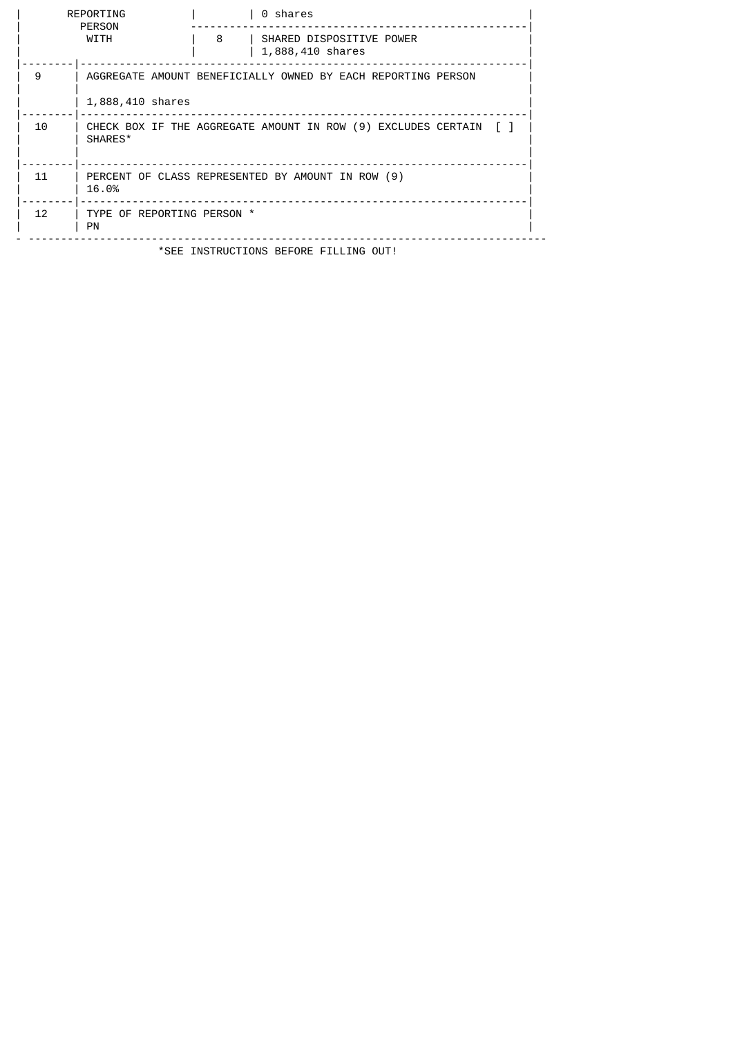| REPORTING PERSON WITH | | 0 shares |
|---|---|---|
| | 8 | SHARED DISPOSITIVE POWER<br>1,888,410 shares |
| 9 | AGGREGATE AMOUNT BENEFICIALLY OWNED BY EACH REPORTING PERSON<br><br>1,888,410 shares | |
| 10 | CHECK BOX IF THE AGGREGATE AMOUNT IN ROW (9) EXCLUDES CERTAIN SHARES* [ ] | |
| 11 | PERCENT OF CLASS REPRESENTED BY AMOUNT IN ROW (9)<br>16.0% | |
| 12 | TYPE OF REPORTING PERSON *<br>PN | |

*SEE INSTRUCTIONS BEFORE FILLING OUT!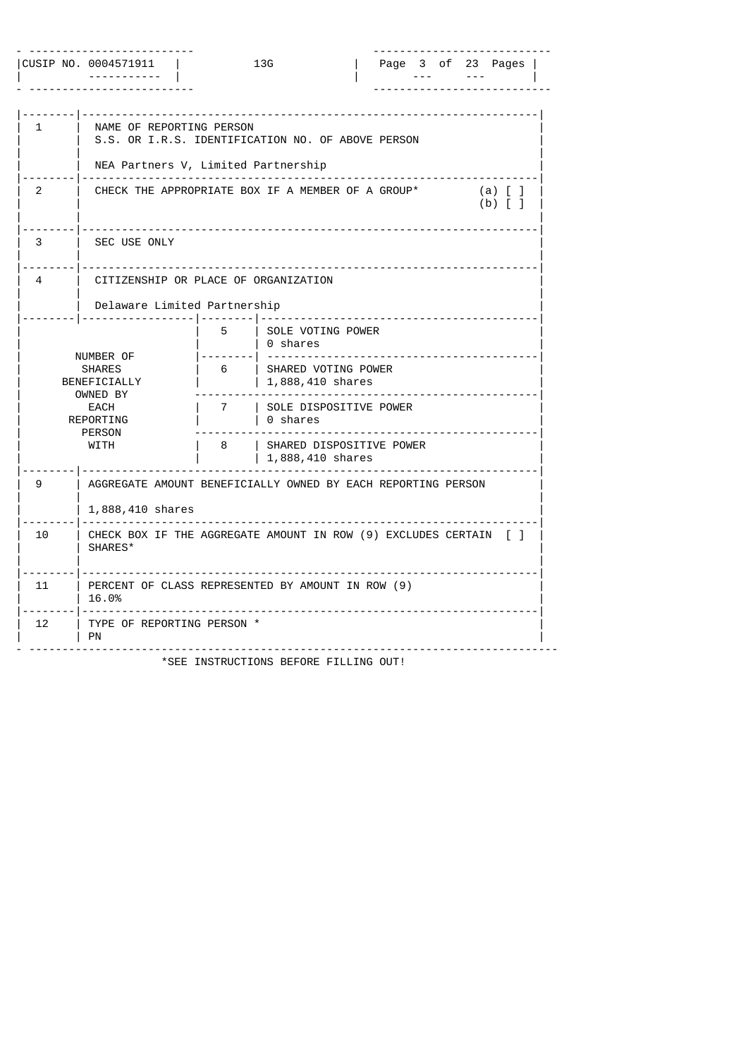| CUSIP NO. 0004571911 | 13G | |
|---|---|---|

| | | | |
|---|---|---|---|
| 1 | NAME OF REPORTING PERSON<br>S.S. OR I.R.S. IDENTIFICATION NO. OF ABOVE PERSON<br><br>NEA Partners V, Limited Partnership | | |
| 2 | CHECK THE APPROPRIATE BOX IF A MEMBER OF A GROUP* (a) [ ] (b) [ ] | | |
| 3 | SEC USE ONLY | | |
| 4 | CITIZENSHIP OR PLACE OF ORGANIZATION<br><br>Delaware Limited Partnership | | |
| NUMBER OF SHARES BENEFICIALLY OWNED BY EACH REPORTING PERSON WITH | | 5 | SOLE VOTING POWER<br>0 shares |
| | | 6 | SHARED VOTING POWER<br>1,888,410 shares |
| | | 7 | SOLE DISPOSITIVE POWER<br>0 shares |
| | | 8 | SHARED DISPOSITIVE POWER<br>1,888,410 shares |
| 9 | AGGREGATE AMOUNT BENEFICIALLY OWNED BY EACH REPORTING PERSON<br><br>1,888,410 shares | | |
| 10 | CHECK BOX IF THE AGGREGATE AMOUNT IN ROW (9) EXCLUDES CERTAIN SHARES* [ ] | | |
| 11 | PERCENT OF CLASS REPRESENTED BY AMOUNT IN ROW (9)<br>16.0% | | |
| 12 | TYPE OF REPORTING PERSON *<br>PN | | |

*SEE INSTRUCTIONS BEFORE FILLING OUT!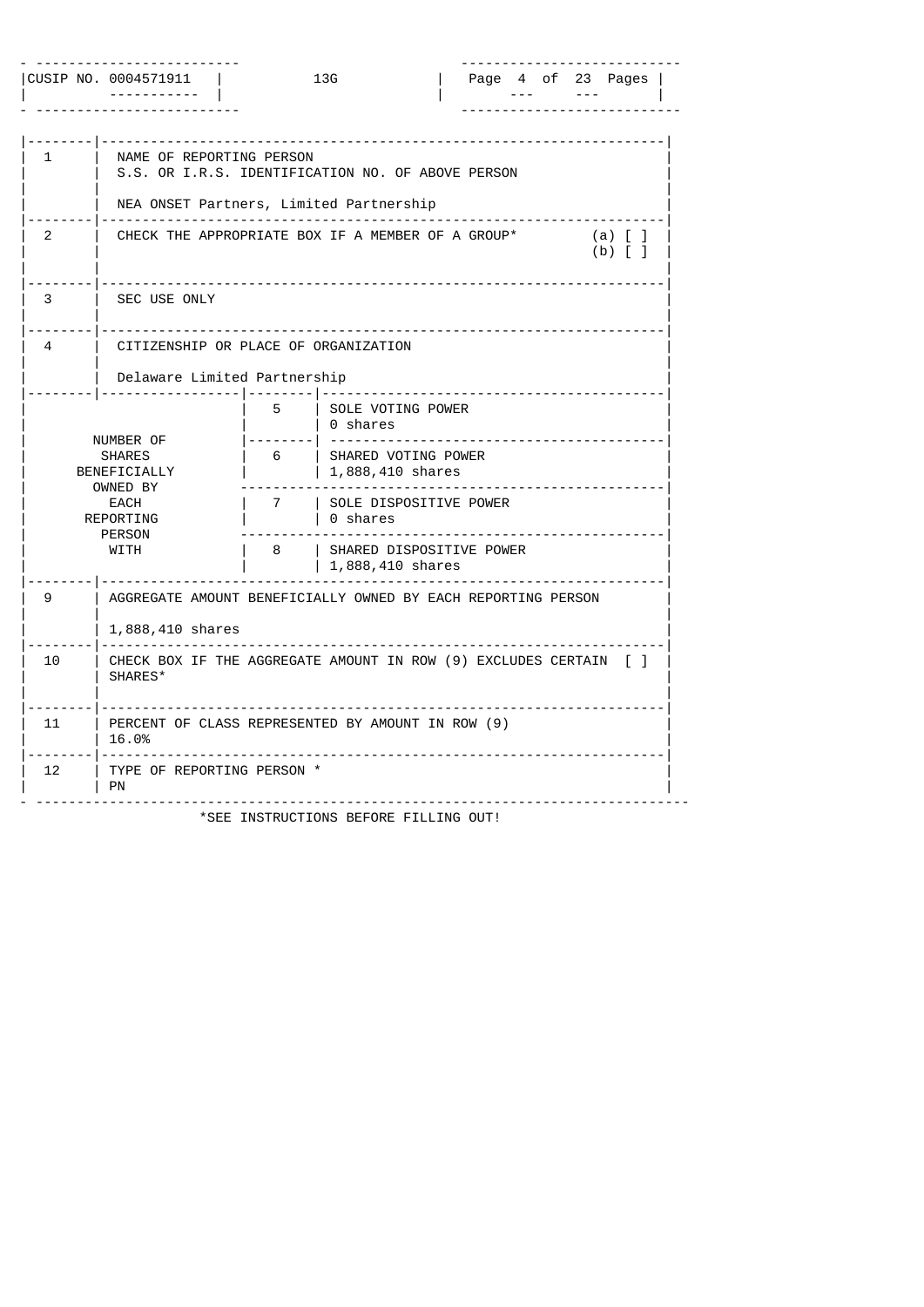| CUSIP NO. 0004571911 | 13G | Page 4 of 23 Pages |
|---|---|---|

| | | | |
|---|---|---|---|
| 1 | NAME OF REPORTING PERSON<br>S.S. OR I.R.S. IDENTIFICATION NO. OF ABOVE PERSON<br><br>NEA ONSET Partners, Limited Partnership | | |
| 2 | CHECK THE APPROPRIATE BOX IF A MEMBER OF A GROUP* (a) [ ] (b) [ ] | | |
| 3 | SEC USE ONLY | | |
| 4 | CITIZENSHIP OR PLACE OF ORGANIZATION<br><br>Delaware Limited Partnership | | |
| NUMBER OF SHARES BENEFICIALLY OWNED BY EACH REPORTING PERSON WITH | | 5 | SOLE VOTING POWER<br>0 shares |
| | | 6 | SHARED VOTING POWER<br>1,888,410 shares |
| | | 7 | SOLE DISPOSITIVE POWER<br>0 shares |
| | | 8 | SHARED DISPOSITIVE POWER<br>1,888,410 shares |
| 9 | AGGREGATE AMOUNT BENEFICIALLY OWNED BY EACH REPORTING PERSON<br><br>1,888,410 shares | | |
| 10 | CHECK BOX IF THE AGGREGATE AMOUNT IN ROW (9) EXCLUDES CERTAIN SHARES* [ ] | | |
| 11 | PERCENT OF CLASS REPRESENTED BY AMOUNT IN ROW (9)<br>16.0% | | |
| 12 | TYPE OF REPORTING PERSON *<br>PN | | |

*SEE INSTRUCTIONS BEFORE FILLING OUT!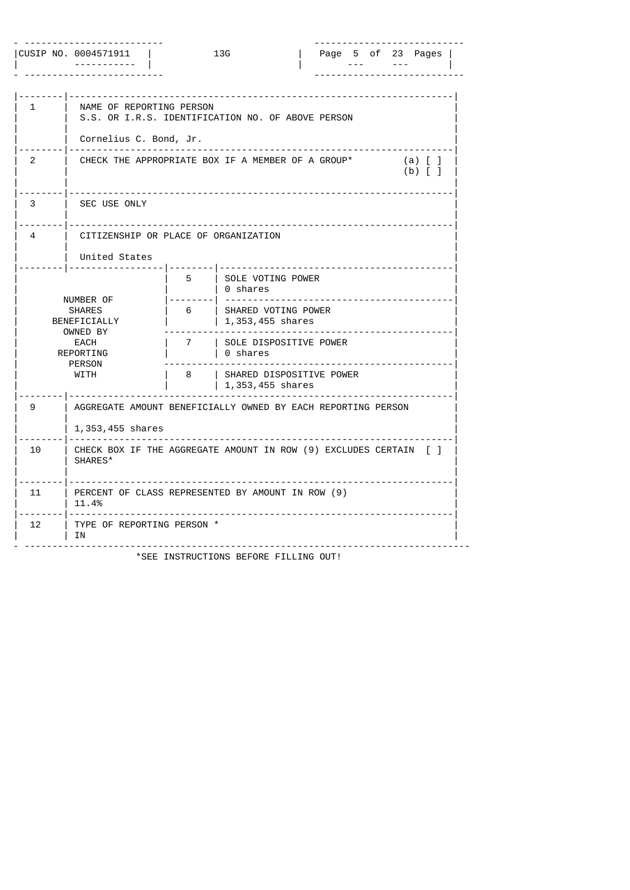| CUSIP NO. 0004571911 | 13G | Page 5 of 23 Pages |
|---|---|---|

| | | | |
|---|---|---|---|
| 1 | NAME OF REPORTING PERSON<br>S.S. OR I.R.S. IDENTIFICATION NO. OF ABOVE PERSON<br><br>Cornelius C. Bond, Jr. | | |
| 2 | CHECK THE APPROPRIATE BOX IF A MEMBER OF A GROUP* (a) [ ] (b) [ ] | | |
| 3 | SEC USE ONLY | | |
| 4 | CITIZENSHIP OR PLACE OF ORGANIZATION<br><br>United States | | |
| NUMBER OF SHARES BENEFICIALLY OWNED BY EACH REPORTING PERSON WITH | | 5 | SOLE VOTING POWER<br>0 shares |
| | | 6 | SHARED VOTING POWER<br>1,353,455 shares |
| | | 7 | SOLE DISPOSITIVE POWER<br>0 shares |
| | | 8 | SHARED DISPOSITIVE POWER<br>1,353,455 shares |
| 9 | AGGREGATE AMOUNT BENEFICIALLY OWNED BY EACH REPORTING PERSON<br><br>1,353,455 shares | | |
| 10 | CHECK BOX IF THE AGGREGATE AMOUNT IN ROW (9) EXCLUDES CERTAIN SHARES* [ ] | | |
| 11 | PERCENT OF CLASS REPRESENTED BY AMOUNT IN ROW (9)<br>11.4% | | |
| 12 | TYPE OF REPORTING PERSON *<br>IN | | |

*SEE INSTRUCTIONS BEFORE FILLING OUT!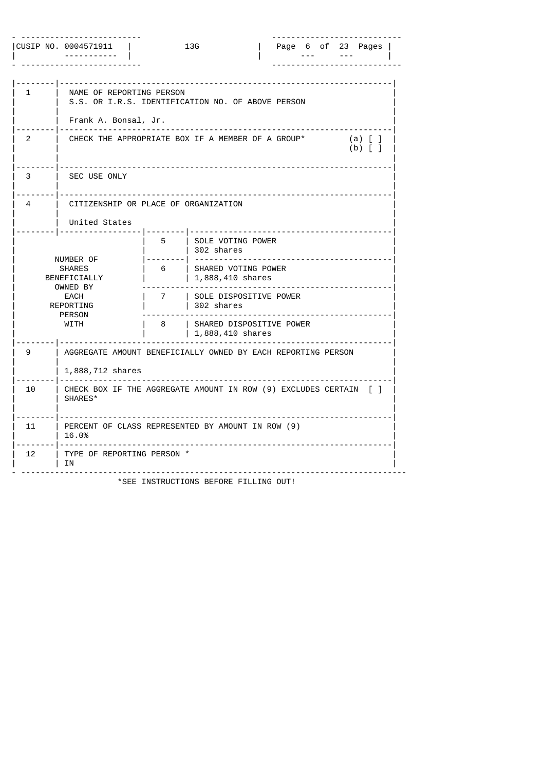CUSIP NO. 0004571911 | 13G

| | |
|---|---|
| 1 | NAME OF REPORTING PERSON<br>S.S. OR I.R.S. IDENTIFICATION NO. OF ABOVE PERSON<br><br>Frank A. Bonsal, Jr. |
| 2 | CHECK THE APPROPRIATE BOX IF A MEMBER OF A GROUP* (a) [ ] (b) [ ] |
| 3 | SEC USE ONLY |
| 4 | CITIZENSHIP OR PLACE OF ORGANIZATION<br><br>United States |

| NUMBER OF SHARES BENEFICIALLY OWNED BY EACH REPORTING PERSON WITH | | |
|---|---|---|
| | 5 | SOLE VOTING POWER<br>302 shares |
| | 6 | SHARED VOTING POWER<br>1,888,410 shares |
| | 7 | SOLE DISPOSITIVE POWER<br>302 shares |
| | 8 | SHARED DISPOSITIVE POWER<br>1,888,410 shares |

| | |
|---|---|
| 9 | AGGREGATE AMOUNT BENEFICIALLY OWNED BY EACH REPORTING PERSON<br><br>1,888,712 shares |
| 10 | CHECK BOX IF THE AGGREGATE AMOUNT IN ROW (9) EXCLUDES CERTAIN SHARES* [ ] |
| 11 | PERCENT OF CLASS REPRESENTED BY AMOUNT IN ROW (9)<br>16.0% |
| 12 | TYPE OF REPORTING PERSON *<br>IN |

*SEE INSTRUCTIONS BEFORE FILLING OUT!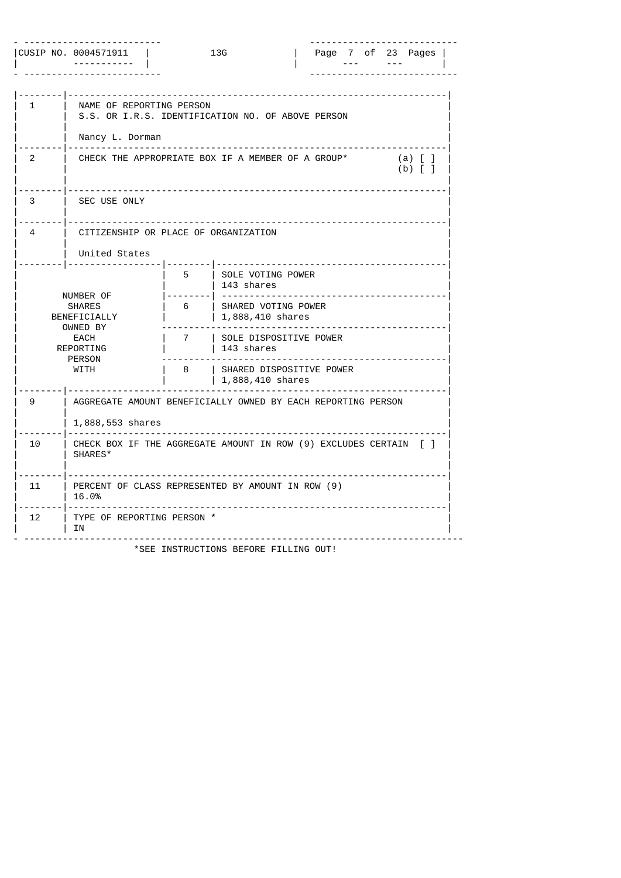| CUSIP NO. 0004571911 | 13G |
|---|---|

| | | | |
|---|---|---|---|
| 1 | NAME OF REPORTING PERSON<br>S.S. OR I.R.S. IDENTIFICATION NO. OF ABOVE PERSON<br><br>Nancy L. Dorman | | |
| 2 | CHECK THE APPROPRIATE BOX IF A MEMBER OF A GROUP* (a) [ ] (b) [ ] | | |
| 3 | SEC USE ONLY | | |
| 4 | CITIZENSHIP OR PLACE OF ORGANIZATION<br><br>United States | | |
| NUMBER OF SHARES BENEFICIALLY OWNED BY EACH REPORTING PERSON WITH | | 5 | SOLE VOTING POWER<br>143 shares |
| | | 6 | SHARED VOTING POWER<br>1,888,410 shares |
| | | 7 | SOLE DISPOSITIVE POWER<br>143 shares |
| | | 8 | SHARED DISPOSITIVE POWER<br>1,888,410 shares |
| 9 | AGGREGATE AMOUNT BENEFICIALLY OWNED BY EACH REPORTING PERSON<br><br>1,888,553 shares | | |
| 10 | CHECK BOX IF THE AGGREGATE AMOUNT IN ROW (9) EXCLUDES CERTAIN SHARES* [ ] | | |
| 11 | PERCENT OF CLASS REPRESENTED BY AMOUNT IN ROW (9)<br>16.0% | | |
| 12 | TYPE OF REPORTING PERSON *<br>IN | | |

*SEE INSTRUCTIONS BEFORE FILLING OUT!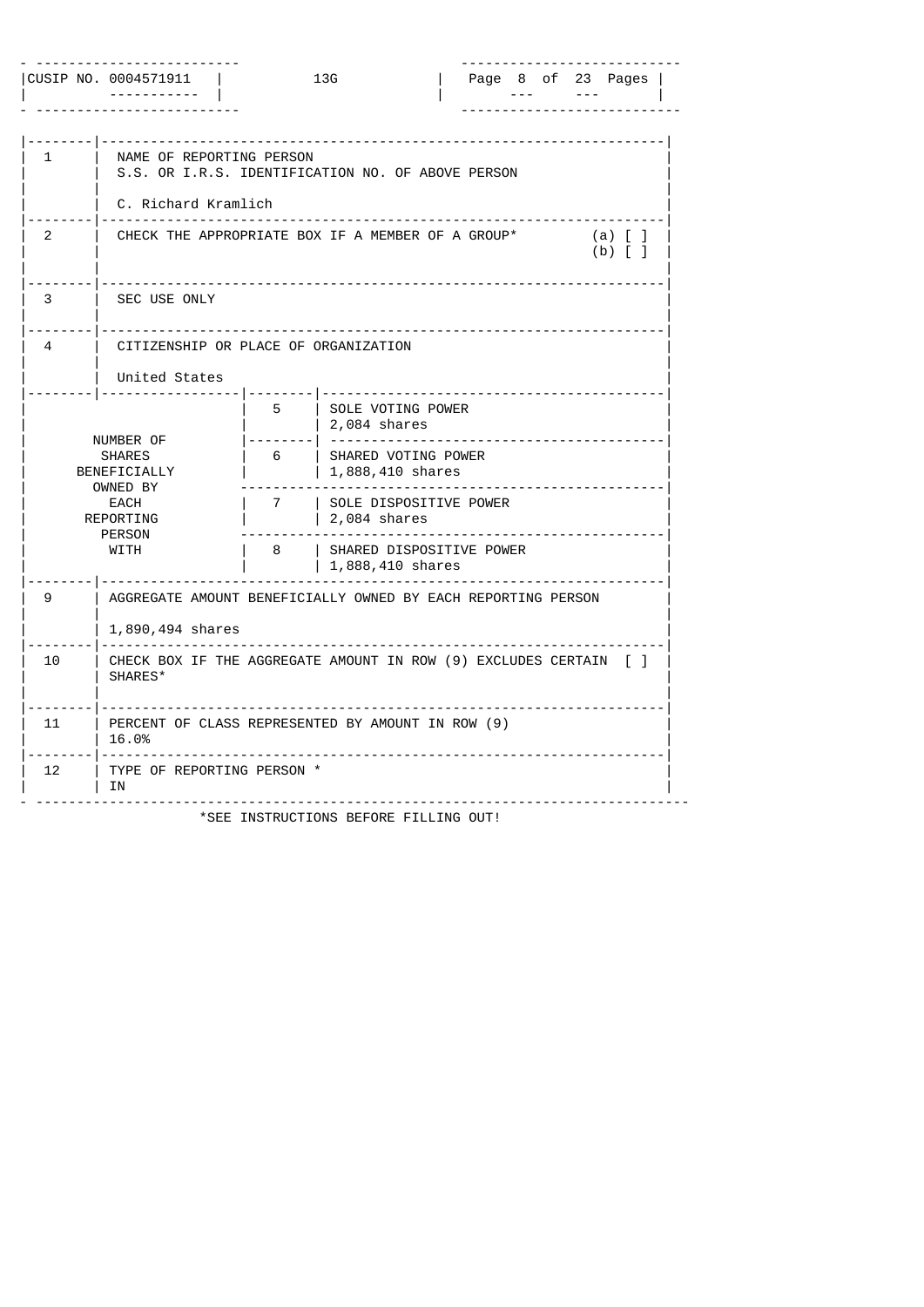| CUSIP NO. 0004571911 | 13G |
|---|---|

| | | | | |
|---|---|---|---|---|
| 1 | NAME OF REPORTING PERSON<br>S.S. OR I.R.S. IDENTIFICATION NO. OF ABOVE PERSON<br><br>C. Richard Kramlich | | | |
| 2 | CHECK THE APPROPRIATE BOX IF A MEMBER OF A GROUP* (a) [ ] (b) [ ] | | | |
| 3 | SEC USE ONLY | | | |
| 4 | CITIZENSHIP OR PLACE OF ORGANIZATION<br><br>United States | | | |
| NUMBER OF SHARES BENEFICIALLY OWNED BY EACH REPORTING PERSON WITH | | 5 | SOLE VOTING POWER<br>2,084 shares | |
| | | 6 | SHARED VOTING POWER<br>1,888,410 shares | |
| | | 7 | SOLE DISPOSITIVE POWER<br>2,084 shares | |
| | | 8 | SHARED DISPOSITIVE POWER<br>1,888,410 shares | |
| 9 | AGGREGATE AMOUNT BENEFICIALLY OWNED BY EACH REPORTING PERSON<br><br>1,890,494 shares | | | |
| 10 | CHECK BOX IF THE AGGREGATE AMOUNT IN ROW (9) EXCLUDES CERTAIN SHARES* [ ] | | | |
| 11 | PERCENT OF CLASS REPRESENTED BY AMOUNT IN ROW (9)<br>16.0% | | | |
| 12 | TYPE OF REPORTING PERSON *<br>IN | | | |

*SEE INSTRUCTIONS BEFORE FILLING OUT!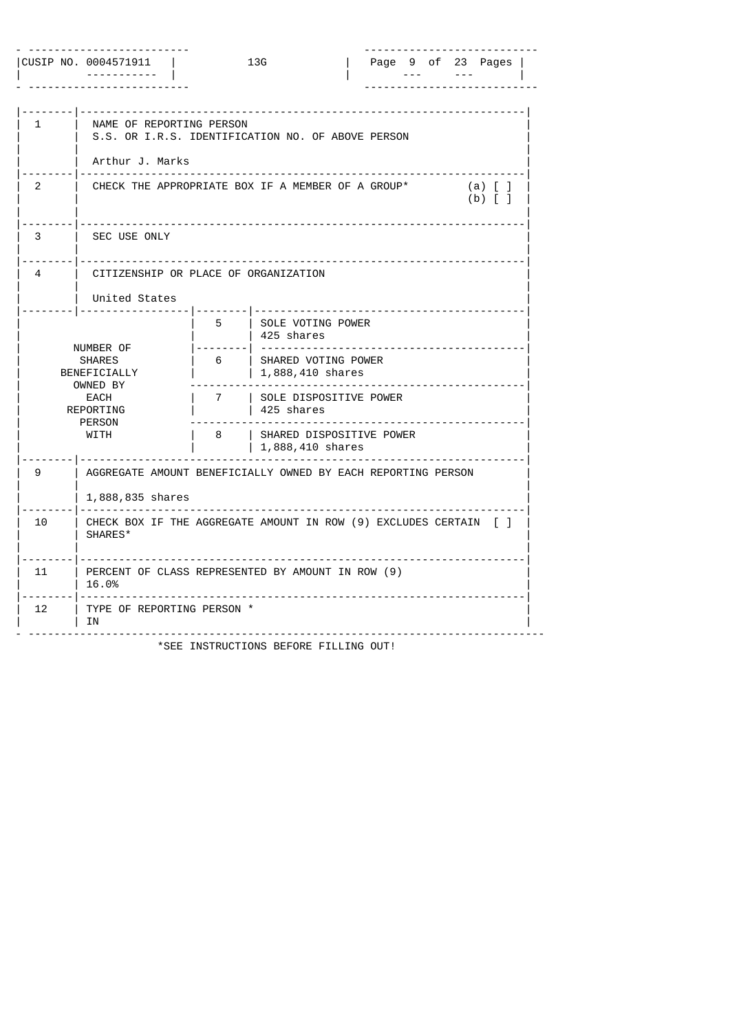CUSIP NO. 0004571911 | 13G

| | | | |
|---|---|---|---|
| 1 | NAME OF REPORTING PERSON<br>S.S. OR I.R.S. IDENTIFICATION NO. OF ABOVE PERSON<br><br>Arthur J. Marks | | |
| 2 | CHECK THE APPROPRIATE BOX IF A MEMBER OF A GROUP* (a) [ ] (b) [ ] | | |
| 3 | SEC USE ONLY | | |
| 4 | CITIZENSHIP OR PLACE OF ORGANIZATION<br><br>United States | | |
| NUMBER OF SHARES BENEFICIALLY OWNED BY EACH REPORTING PERSON WITH | | 5 | SOLE VOTING POWER<br>425 shares |
| | | 6 | SHARED VOTING POWER<br>1,888,410 shares |
| | | 7 | SOLE DISPOSITIVE POWER<br>425 shares |
| | | 8 | SHARED DISPOSITIVE POWER<br>1,888,410 shares |
| 9 | AGGREGATE AMOUNT BENEFICIALLY OWNED BY EACH REPORTING PERSON<br><br>1,888,835 shares | | |
| 10 | CHECK BOX IF THE AGGREGATE AMOUNT IN ROW (9) EXCLUDES CERTAIN SHARES* [ ] | | |
| 11 | PERCENT OF CLASS REPRESENTED BY AMOUNT IN ROW (9)<br>16.0% | | |
| 12 | TYPE OF REPORTING PERSON *<br>IN | | |

*SEE INSTRUCTIONS BEFORE FILLING OUT!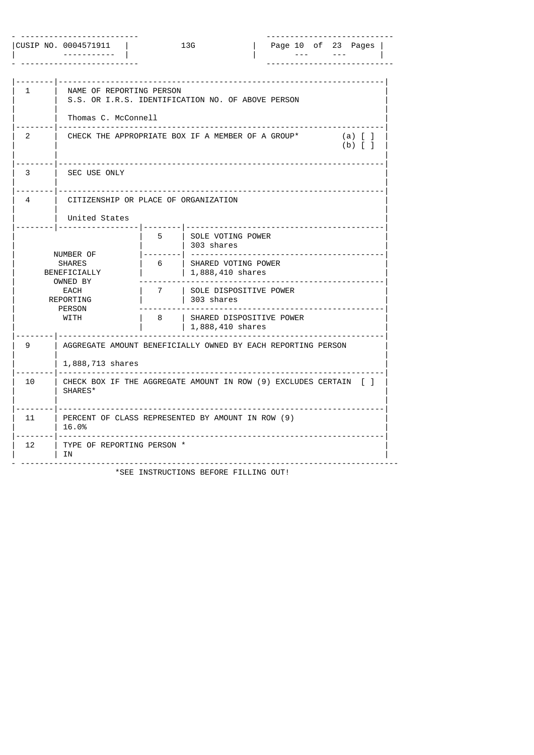| CUSIP NO. 0004571911 | 13G | Page 10 of 23 Pages |
|---|---|---|

| | | | |
|---|---|---|---|
| 1 | NAME OF REPORTING PERSON<br>S.S. OR I.R.S. IDENTIFICATION NO. OF ABOVE PERSON<br><br>Thomas C. McConnell | | |
| 2 | CHECK THE APPROPRIATE BOX IF A MEMBER OF A GROUP* (a) [ ] (b) [ ] | | |
| 3 | SEC USE ONLY | | |
| 4 | CITIZENSHIP OR PLACE OF ORGANIZATION<br><br>United States | | |
| NUMBER OF SHARES BENEFICIALLY OWNED BY EACH REPORTING PERSON WITH | | 5 | SOLE VOTING POWER<br>303 shares |
| | | 6 | SHARED VOTING POWER<br>1,888,410 shares |
| | | 7 | SOLE DISPOSITIVE POWER<br>303 shares |
| | | 8 | SHARED DISPOSITIVE POWER<br>1,888,410 shares |
| 9 | AGGREGATE AMOUNT BENEFICIALLY OWNED BY EACH REPORTING PERSON<br><br>1,888,713 shares | | |
| 10 | CHECK BOX IF THE AGGREGATE AMOUNT IN ROW (9) EXCLUDES CERTAIN SHARES* [ ] | | |
| 11 | PERCENT OF CLASS REPRESENTED BY AMOUNT IN ROW (9)<br>16.0% | | |
| 12 | TYPE OF REPORTING PERSON *<br>IN | | |

*SEE INSTRUCTIONS BEFORE FILLING OUT!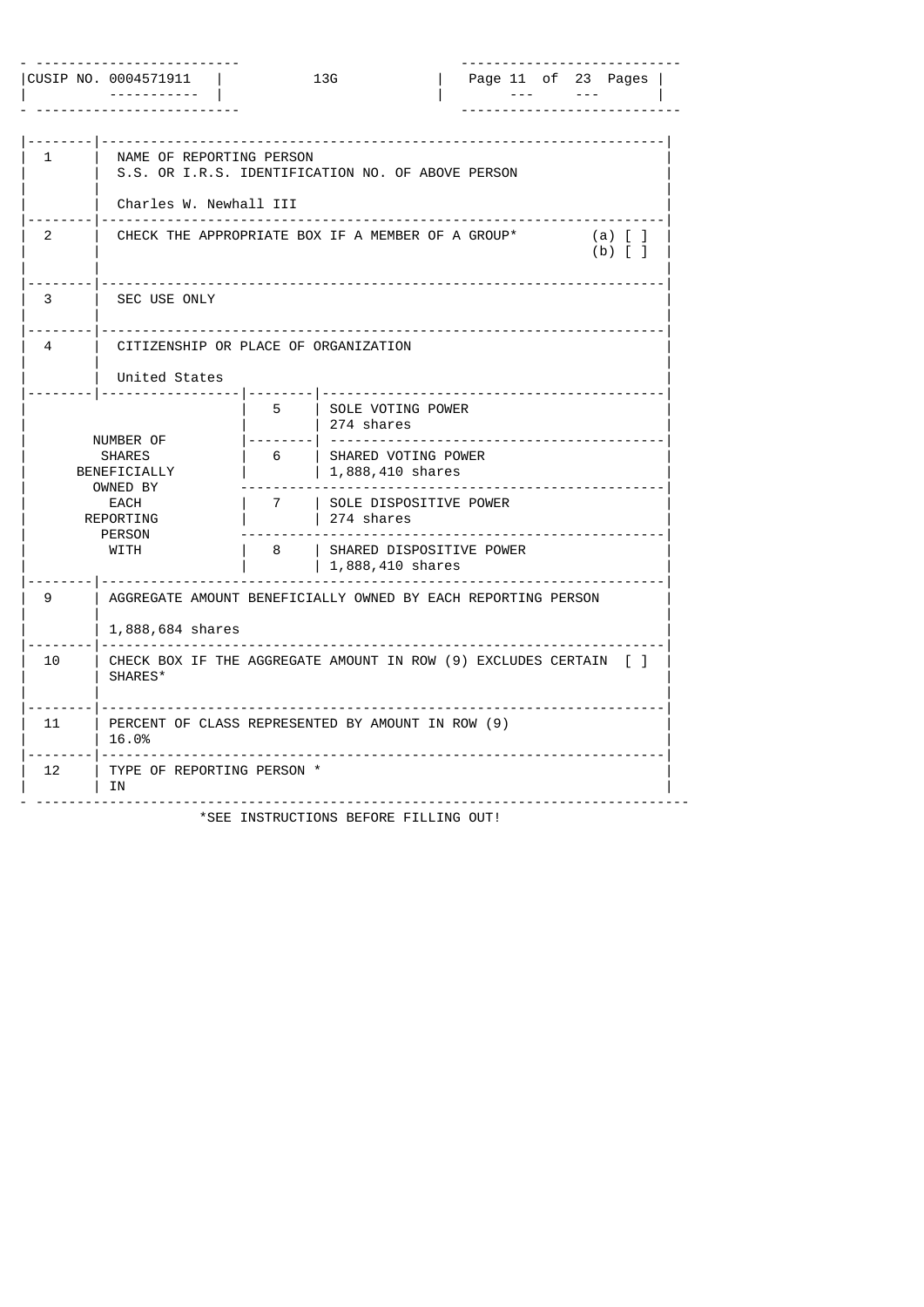CUSIP NO. 0004571911 | 13G

| | | | |
|---|---|---|---|
| 1 | NAME OF REPORTING PERSON<br>S.S. OR I.R.S. IDENTIFICATION NO. OF ABOVE PERSON<br><br>Charles W. Newhall III | | |
| 2 | CHECK THE APPROPRIATE BOX IF A MEMBER OF A GROUP* (a) [ ] (b) [ ] | | |
| 3 | SEC USE ONLY | | |
| 4 | CITIZENSHIP OR PLACE OF ORGANIZATION<br><br>United States | | |
| NUMBER OF SHARES BENEFICIALLY OWNED BY EACH REPORTING PERSON WITH | | 5 | SOLE VOTING POWER<br>274 shares |
| | | 6 | SHARED VOTING POWER<br>1,888,410 shares |
| | | 7 | SOLE DISPOSITIVE POWER<br>274 shares |
| | | 8 | SHARED DISPOSITIVE POWER<br>1,888,410 shares |
| 9 | AGGREGATE AMOUNT BENEFICIALLY OWNED BY EACH REPORTING PERSON<br><br>1,888,684 shares | | |
| 10 | CHECK BOX IF THE AGGREGATE AMOUNT IN ROW (9) EXCLUDES CERTAIN SHARES* [ ] | | |
| 11 | PERCENT OF CLASS REPRESENTED BY AMOUNT IN ROW (9)<br>16.0% | | |
| 12 | TYPE OF REPORTING PERSON *<br>IN | | |

*SEE INSTRUCTIONS BEFORE FILLING OUT!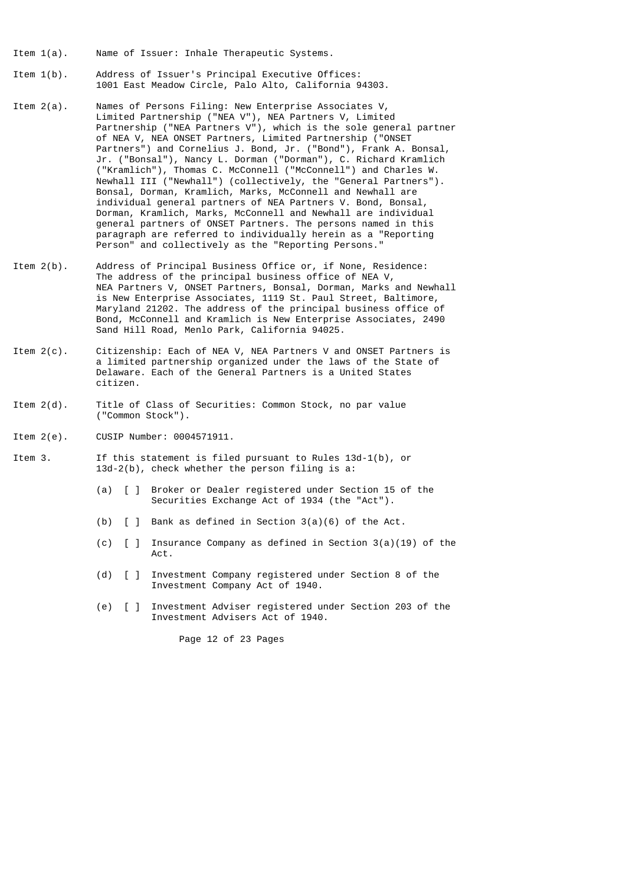Item 1(a). Name of Issuer: Inhale Therapeutic Systems.

Item 1(b). Address of Issuer's Principal Executive Offices:
1001 East Meadow Circle, Palo Alto, California 94303.

Item 2(a). Names of Persons Filing: New Enterprise Associates V, Limited Partnership ("NEA V"), NEA Partners V, Limited Partnership ("NEA Partners V"), which is the sole general partner of NEA V, NEA ONSET Partners, Limited Partnership ("ONSET Partners") and Cornelius J. Bond, Jr. ("Bond"), Frank A. Bonsal, Jr. ("Bonsal"), Nancy L. Dorman ("Dorman"), C. Richard Kramlich ("Kramlich"), Thomas C. McConnell ("McConnell") and Charles W. Newhall III ("Newhall") (collectively, the "General Partners"). Bonsal, Dorman, Kramlich, Marks, McConnell and Newhall are individual general partners of NEA Partners V. Bond, Bonsal, Dorman, Kramlich, Marks, McConnell and Newhall are individual general partners of ONSET Partners. The persons named in this paragraph are referred to individually herein as a "Reporting Person" and collectively as the "Reporting Persons."

Item 2(b). Address of Principal Business Office or, if None, Residence: The address of the principal business office of NEA V, NEA Partners V, ONSET Partners, Bonsal, Dorman, Marks and Newhall is New Enterprise Associates, 1119 St. Paul Street, Baltimore, Maryland 21202. The address of the principal business office of Bond, McConnell and Kramlich is New Enterprise Associates, 2490 Sand Hill Road, Menlo Park, California 94025.

Item 2(c). Citizenship: Each of NEA V, NEA Partners V and ONSET Partners is a limited partnership organized under the laws of the State of Delaware. Each of the General Partners is a United States citizen.

Item 2(d). Title of Class of Securities: Common Stock, no par value ("Common Stock").

Item 2(e). CUSIP Number: 0004571911.

Item 3. If this statement is filed pursuant to Rules 13d-1(b), or 13d-2(b), check whether the person filing is a:

(a) [ ] Broker or Dealer registered under Section 15 of the Securities Exchange Act of 1934 (the "Act").

(b) [ ] Bank as defined in Section 3(a)(6) of the Act.

(c) [ ] Insurance Company as defined in Section 3(a)(19) of the Act.

(d) [ ] Investment Company registered under Section 8 of the Investment Company Act of 1940.

(e) [ ] Investment Adviser registered under Section 203 of the Investment Advisers Act of 1940.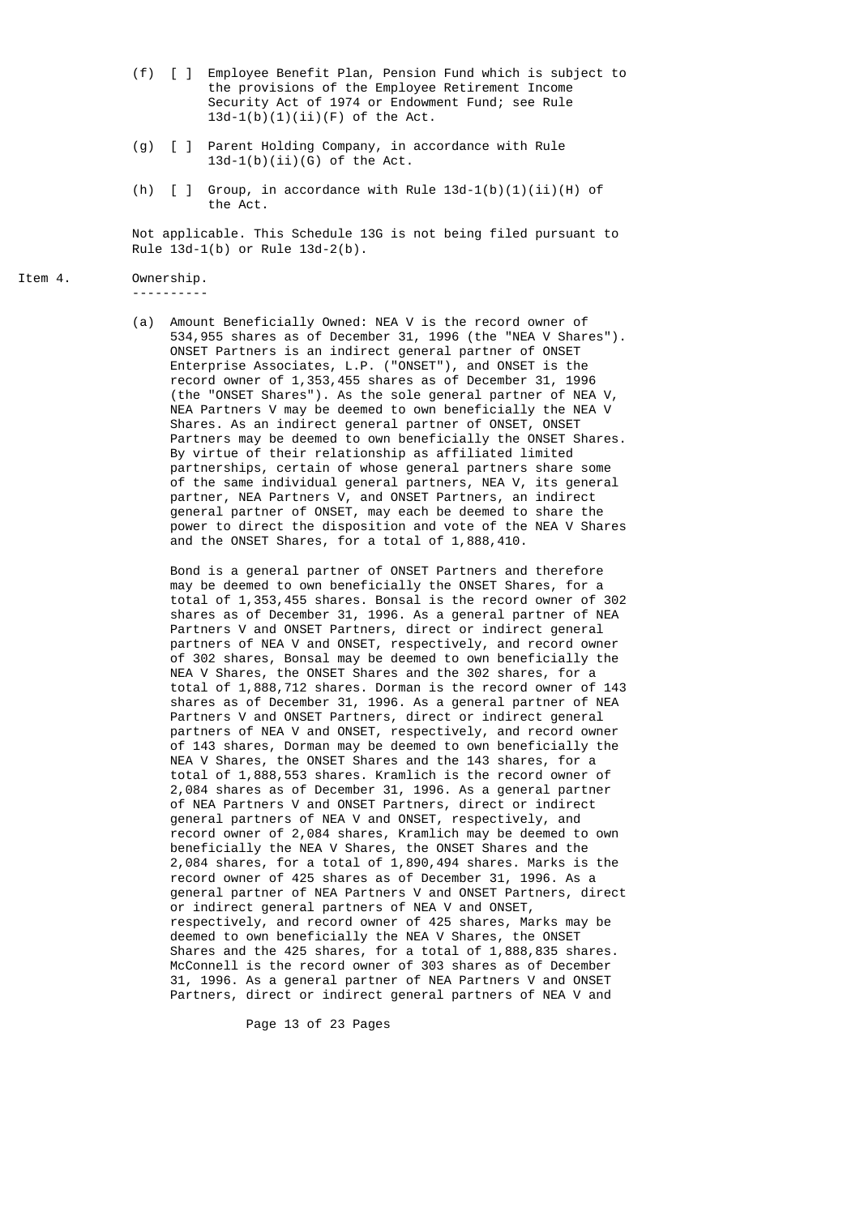(f) [ ] Employee Benefit Plan, Pension Fund which is subject to the provisions of the Employee Retirement Income Security Act of 1974 or Endowment Fund; see Rule 13d-1(b)(1)(ii)(F) of the Act.

(g) [ ] Parent Holding Company, in accordance with Rule 13d-1(b)(ii)(G) of the Act.

(h) [ ] Group, in accordance with Rule 13d-1(b)(1)(ii)(H) of the Act.

Not applicable. This Schedule 13G is not being filed pursuant to Rule 13d-1(b) or Rule 13d-2(b).

Item 4. Ownership.

(a) Amount Beneficially Owned: NEA V is the record owner of 534,955 shares as of December 31, 1996 (the "NEA V Shares"). ONSET Partners is an indirect general partner of ONSET Enterprise Associates, L.P. ("ONSET"), and ONSET is the record owner of 1,353,455 shares as of December 31, 1996 (the "ONSET Shares"). As the sole general partner of NEA V, NEA Partners V may be deemed to own beneficially the NEA V Shares. As an indirect general partner of ONSET, ONSET Partners may be deemed to own beneficially the ONSET Shares. By virtue of their relationship as affiliated limited partnerships, certain of whose general partners share some of the same individual general partners, NEA V, its general partner, NEA Partners V, and ONSET Partners, an indirect general partner of ONSET, may each be deemed to share the power to direct the disposition and vote of the NEA V Shares and the ONSET Shares, for a total of 1,888,410.

Bond is a general partner of ONSET Partners and therefore may be deemed to own beneficially the ONSET Shares, for a total of 1,353,455 shares. Bonsal is the record owner of 302 shares as of December 31, 1996. As a general partner of NEA Partners V and ONSET Partners, direct or indirect general partners of NEA V and ONSET, respectively, and record owner of 302 shares, Bonsal may be deemed to own beneficially the NEA V Shares, the ONSET Shares and the 302 shares, for a total of 1,888,712 shares. Dorman is the record owner of 143 shares as of December 31, 1996. As a general partner of NEA Partners V and ONSET Partners, direct or indirect general partners of NEA V and ONSET, respectively, and record owner of 143 shares, Dorman may be deemed to own beneficially the NEA V Shares, the ONSET Shares and the 143 shares, for a total of 1,888,553 shares. Kramlich is the record owner of 2,084 shares as of December 31, 1996. As a general partner of NEA Partners V and ONSET Partners, direct or indirect general partners of NEA V and ONSET, respectively, and record owner of 2,084 shares, Kramlich may be deemed to own beneficially the NEA V Shares, the ONSET Shares and the 2,084 shares, for a total of 1,890,494 shares. Marks is the record owner of 425 shares as of December 31, 1996. As a general partner of NEA Partners V and ONSET Partners, direct or indirect general partners of NEA V and ONSET, respectively, and record owner of 425 shares, Marks may be deemed to own beneficially the NEA V Shares, the ONSET Shares and the 425 shares, for a total of 1,888,835 shares. McConnell is the record owner of 303 shares as of December 31, 1996. As a general partner of NEA Partners V and ONSET Partners, direct or indirect general partners of NEA V and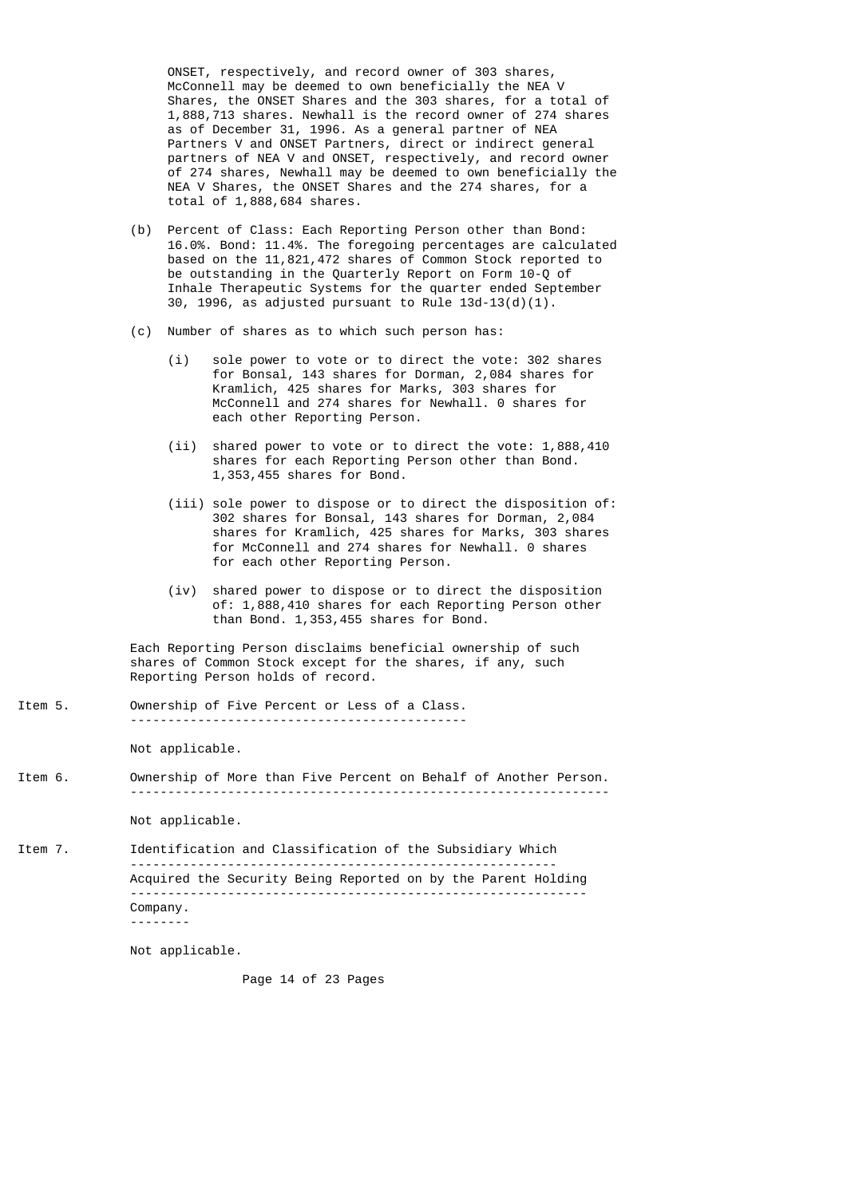ONSET, respectively, and record owner of 303 shares, McConnell may be deemed to own beneficially the NEA V Shares, the ONSET Shares and the 303 shares, for a total of 1,888,713 shares. Newhall is the record owner of 274 shares as of December 31, 1996. As a general partner of NEA Partners V and ONSET Partners, direct or indirect general partners of NEA V and ONSET, respectively, and record owner of 274 shares, Newhall may be deemed to own beneficially the NEA V Shares, the ONSET Shares and the 274 shares, for a total of 1,888,684 shares.

(b) Percent of Class: Each Reporting Person other than Bond: 16.0%. Bond: 11.4%. The foregoing percentages are calculated based on the 11,821,472 shares of Common Stock reported to be outstanding in the Quarterly Report on Form 10-Q of Inhale Therapeutic Systems for the quarter ended September 30, 1996, as adjusted pursuant to Rule 13d-13(d)(1).

(c) Number of shares as to which such person has:

   (i) sole power to vote or to direct the vote: 302 shares for Bonsal, 143 shares for Dorman, 2,084 shares for Kramlich, 425 shares for Marks, 303 shares for McConnell and 274 shares for Newhall. 0 shares for each other Reporting Person.

   (ii) shared power to vote or to direct the vote: 1,888,410 shares for each Reporting Person other than Bond. 1,353,455 shares for Bond.

   (iii) sole power to dispose or to direct the disposition of: 302 shares for Bonsal, 143 shares for Dorman, 2,084 shares for Kramlich, 425 shares for Marks, 303 shares for McConnell and 274 shares for Newhall. 0 shares for each other Reporting Person.

   (iv) shared power to dispose or to direct the disposition of: 1,888,410 shares for each Reporting Person other than Bond. 1,353,455 shares for Bond.

Each Reporting Person disclaims beneficial ownership of such shares of Common Stock except for the shares, if any, such Reporting Person holds of record.

Item 5. Ownership of Five Percent or Less of a Class.

Not applicable.

Item 6. Ownership of More than Five Percent on Behalf of Another Person.

Not applicable.

Item 7. Identification and Classification of the Subsidiary Which Acquired the Security Being Reported on by the Parent Holding Company.

Not applicable.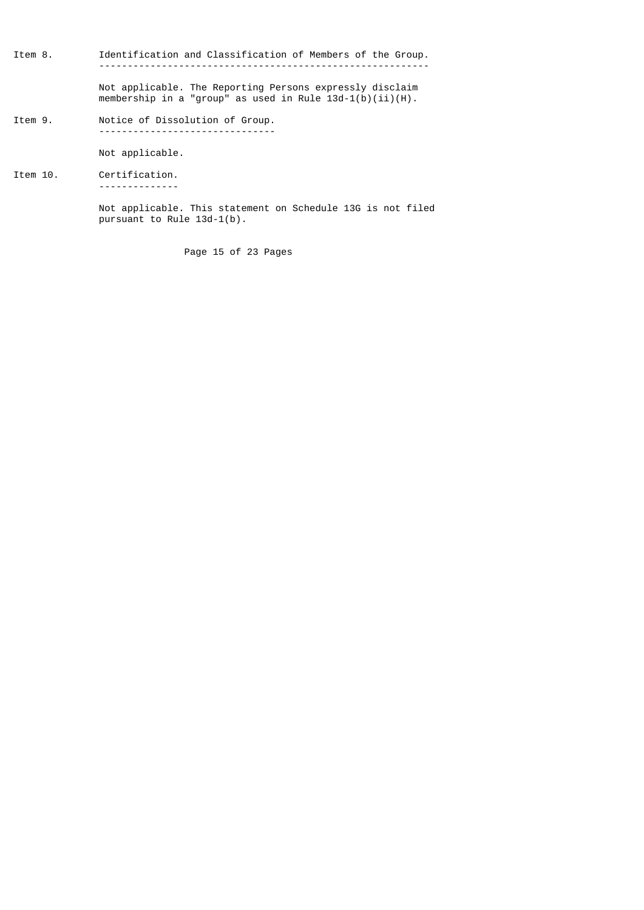Item 8. **Identification and Classification of Members of the Group.**

Not applicable. The Reporting Persons expressly disclaim membership in a "group" as used in Rule 13d-1(b)(ii)(H).

Item 9. **Notice of Dissolution of Group.**

Not applicable.

Item 10. **Certification.**

Not applicable. This statement on Schedule 13G is not filed pursuant to Rule 13d-1(b).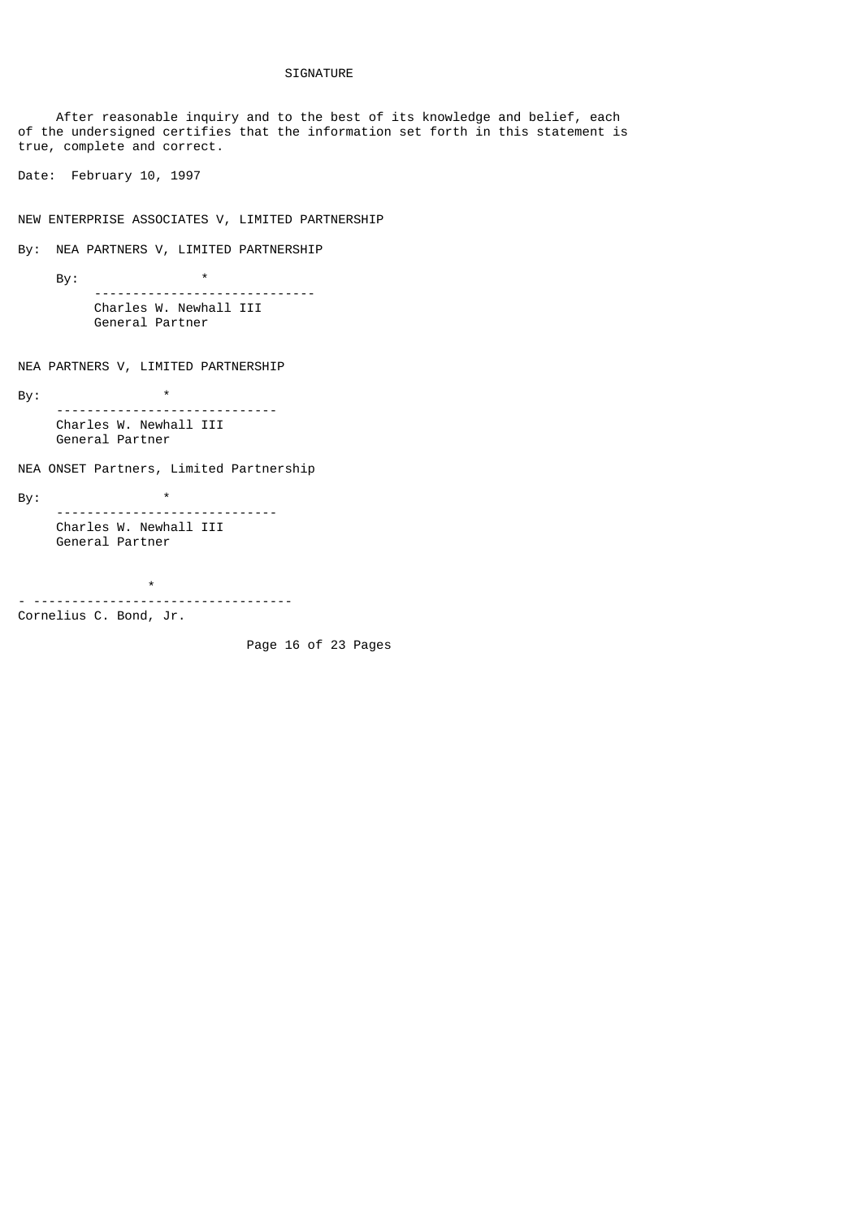SIGNATURE

After reasonable inquiry and to the best of its knowledge and belief, each of the undersigned certifies that the information set forth in this statement is true, complete and correct.

Date: February 10, 1997

NEW ENTERPRISE ASSOCIATES V, LIMITED PARTNERSHIP

By: NEA PARTNERS V, LIMITED PARTNERSHIP

By: *
-----------------------------
Charles W. Newhall III
General Partner

NEA PARTNERS V, LIMITED PARTNERSHIP

By: *
-----------------------------
Charles W. Newhall III
General Partner

NEA ONSET Partners, Limited Partnership

By: *
-----------------------------
Charles W. Newhall III
General Partner

*
- ----------------------------------
Cornelius C. Bond, Jr.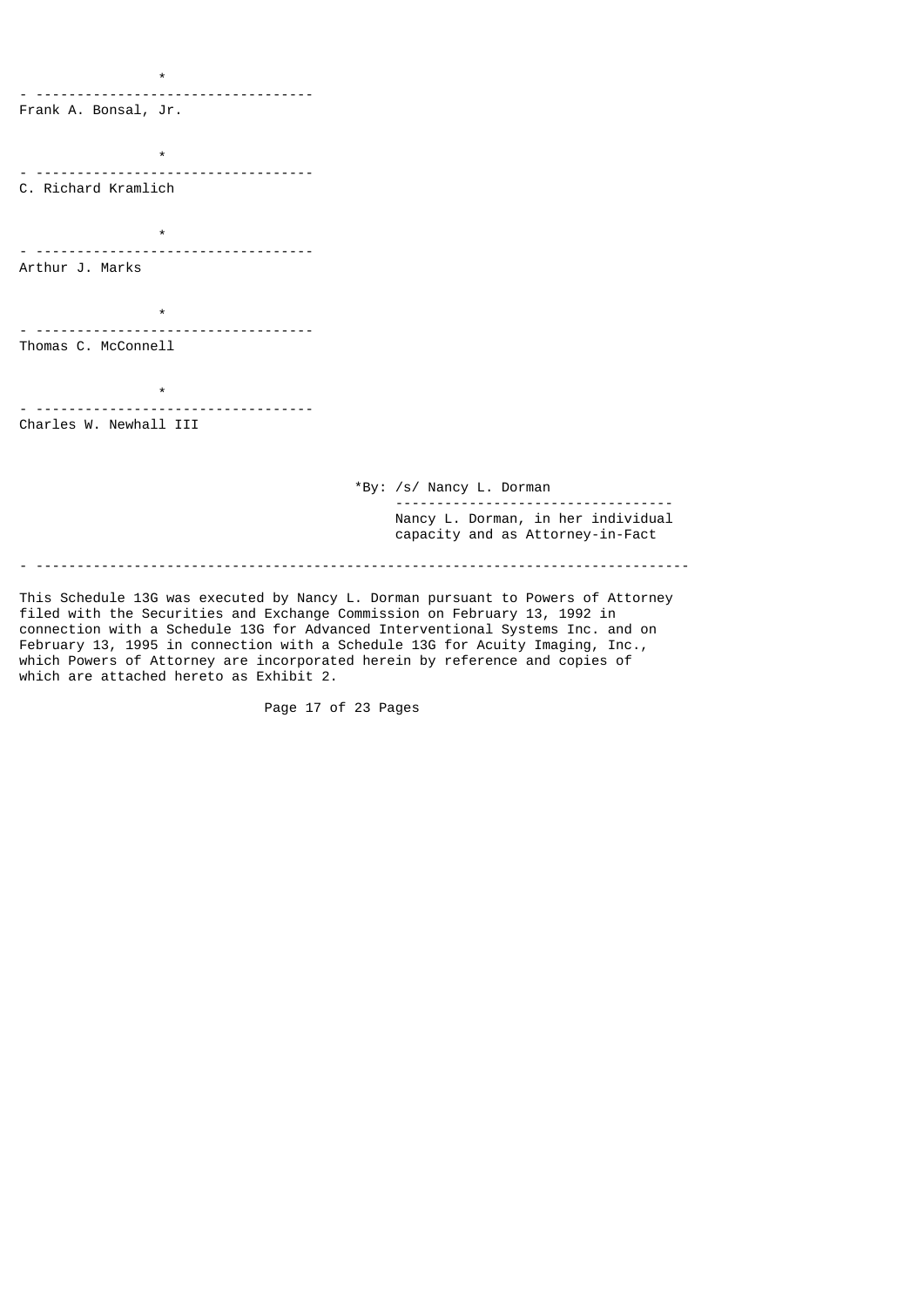\*

\_\_\_\_\_\_\_\_\_\_\_\_\_\_\_\_\_\_\_\_\_\_\_\_\_\_\_\_\_\_\_\_\_\_\_

Frank A. Bonsal, Jr.

\*

\_\_\_\_\_\_\_\_\_\_\_\_\_\_\_\_\_\_\_\_\_\_\_\_\_\_\_\_\_\_\_\_\_\_\_

C. Richard Kramlich

\*

\_\_\_\_\_\_\_\_\_\_\_\_\_\_\_\_\_\_\_\_\_\_\_\_\_\_\_\_\_\_\_\_\_\_\_

Arthur J. Marks

\*

\_\_\_\_\_\_\_\_\_\_\_\_\_\_\_\_\_\_\_\_\_\_\_\_\_\_\_\_\_\_\_\_\_\_\_

Thomas C. McConnell

\*

\_\_\_\_\_\_\_\_\_\_\_\_\_\_\_\_\_\_\_\_\_\_\_\_\_\_\_\_\_\_\_\_\_\_\_

Charles W. Newhall III

*By: /s/ Nancy L. Dorman
\_\_\_\_\_\_\_\_\_\_\_\_\_\_\_\_\_\_\_\_\_\_\_\_\_\_\_\_\_\_\_\_\_\_\_
Nancy L. Dorman, in her individual capacity and as Attorney-in-Fact

---

This Schedule 13G was executed by Nancy L. Dorman pursuant to Powers of Attorney filed with the Securities and Exchange Commission on February 13, 1992 in connection with a Schedule 13G for Advanced Interventional Systems Inc. and on February 13, 1995 in connection with a Schedule 13G for Acuity Imaging, Inc., which Powers of Attorney are incorporated herein by reference and copies of which are attached hereto as Exhibit 2.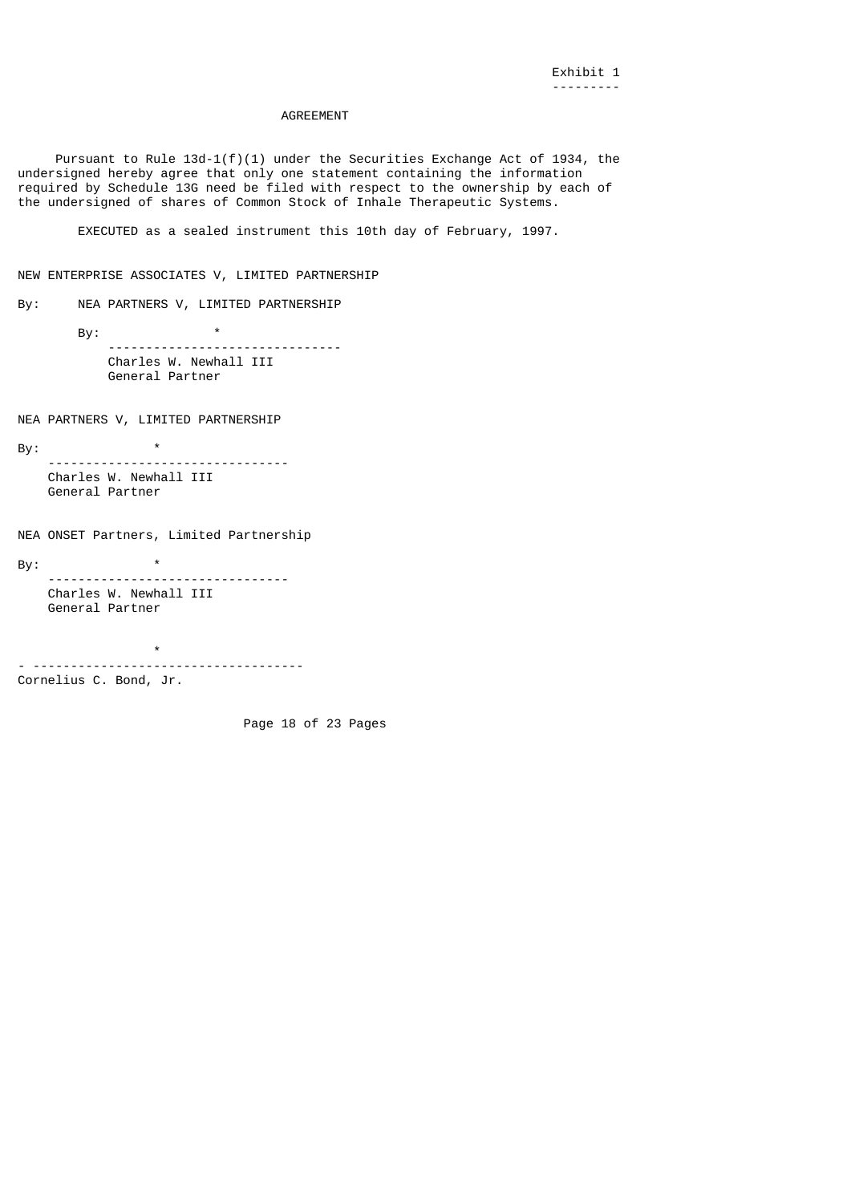Exhibit 1

# AGREEMENT

Pursuant to Rule 13d-1(f)(1) under the Securities Exchange Act of 1934, the undersigned hereby agree that only one statement containing the information required by Schedule 13G need be filed with respect to the ownership by each of the undersigned of shares of Common Stock of Inhale Therapeutic Systems.

EXECUTED as a sealed instrument this 10th day of February, 1997.

NEW ENTERPRISE ASSOCIATES V, LIMITED PARTNERSHIP

By: NEA PARTNERS V, LIMITED PARTNERSHIP

By: *
\_\_\_\_\_\_\_\_\_\_\_\_\_\_\_\_\_\_\_\_\_\_\_\_\_\_\_\_\_\_
Charles W. Newhall III
General Partner

NEA PARTNERS V, LIMITED PARTNERSHIP

By: *
\_\_\_\_\_\_\_\_\_\_\_\_\_\_\_\_\_\_\_\_\_\_\_\_\_\_\_\_\_\_
Charles W. Newhall III
General Partner

NEA ONSET Partners, Limited Partnership

By: *
\_\_\_\_\_\_\_\_\_\_\_\_\_\_\_\_\_\_\_\_\_\_\_\_\_\_\_\_\_\_
Charles W. Newhall III
General Partner

*
\_\_\_\_\_\_\_\_\_\_\_\_\_\_\_\_\_\_\_\_\_\_\_\_\_\_\_\_\_\_
Cornelius C. Bond, Jr.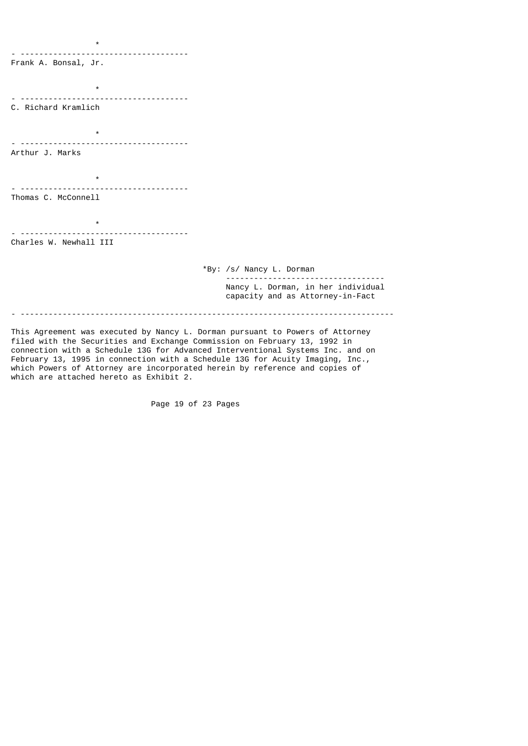\*

---

Frank A. Bonsal, Jr.

\*

---

C. Richard Kramlich

\*

---

Arthur J. Marks

\*

---

Thomas C. McConnell

\*

---

Charles W. Newhall III

\*By: /s/ Nancy L. Dorman

---

Nancy L. Dorman, in her individual capacity and as Attorney-in-Fact

---

This Agreement was executed by Nancy L. Dorman pursuant to Powers of Attorney filed with the Securities and Exchange Commission on February 13, 1992 in connection with a Schedule 13G for Advanced Interventional Systems Inc. and on February 13, 1995 in connection with a Schedule 13G for Acuity Imaging, Inc., which Powers of Attorney are incorporated herein by reference and copies of which are attached hereto as Exhibit 2.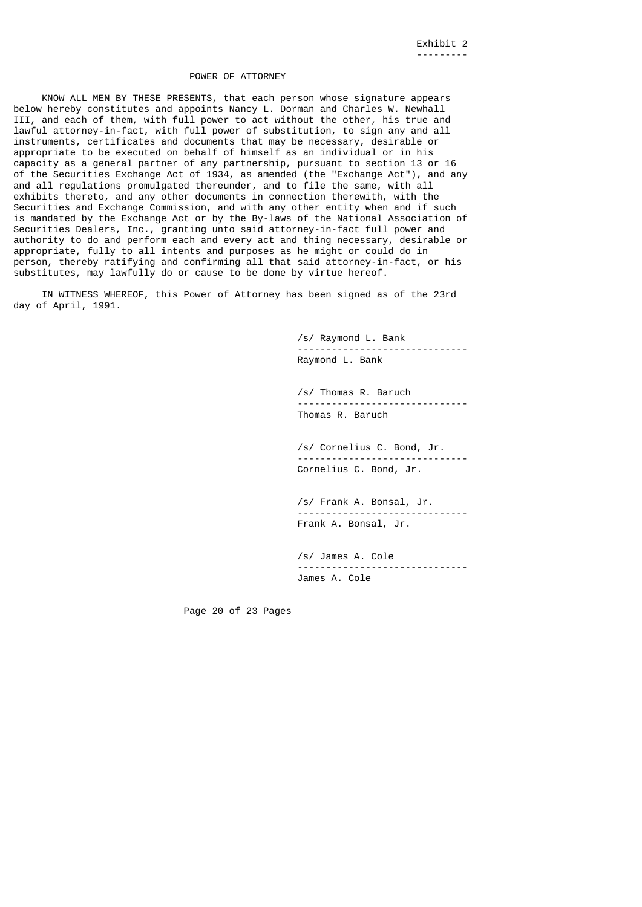Exhibit 2

# POWER OF ATTORNEY

KNOW ALL MEN BY THESE PRESENTS, that each person whose signature appears below hereby constitutes and appoints Nancy L. Dorman and Charles W. Newhall III, and each of them, with full power to act without the other, his true and lawful attorney-in-fact, with full power of substitution, to sign any and all instruments, certificates and documents that may be necessary, desirable or appropriate to be executed on behalf of himself as an individual or in his capacity as a general partner of any partnership, pursuant to section 13 or 16 of the Securities Exchange Act of 1934, as amended (the "Exchange Act"), and any and all regulations promulgated thereunder, and to file the same, with all exhibits thereto, and any other documents in connection therewith, with the Securities and Exchange Commission, and with any other entity when and if such is mandated by the Exchange Act or by the By-laws of the National Association of Securities Dealers, Inc., granting unto said attorney-in-fact full power and authority to do and perform each and every act and thing necessary, desirable or appropriate, fully to all intents and purposes as he might or could do in person, thereby ratifying and confirming all that said attorney-in-fact, or his substitutes, may lawfully do or cause to be done by virtue hereof.

IN WITNESS WHEREOF, this Power of Attorney has been signed as of the 23rd day of April, 1991.

/s/ Raymond L. Bank
------------------------------
Raymond L. Bank

/s/ Thomas R. Baruch
------------------------------
Thomas R. Baruch

/s/ Cornelius C. Bond, Jr.
------------------------------
Cornelius C. Bond, Jr.

/s/ Frank A. Bonsal, Jr.
------------------------------
Frank A. Bonsal, Jr.

/s/ James A. Cole
------------------------------
James A. Cole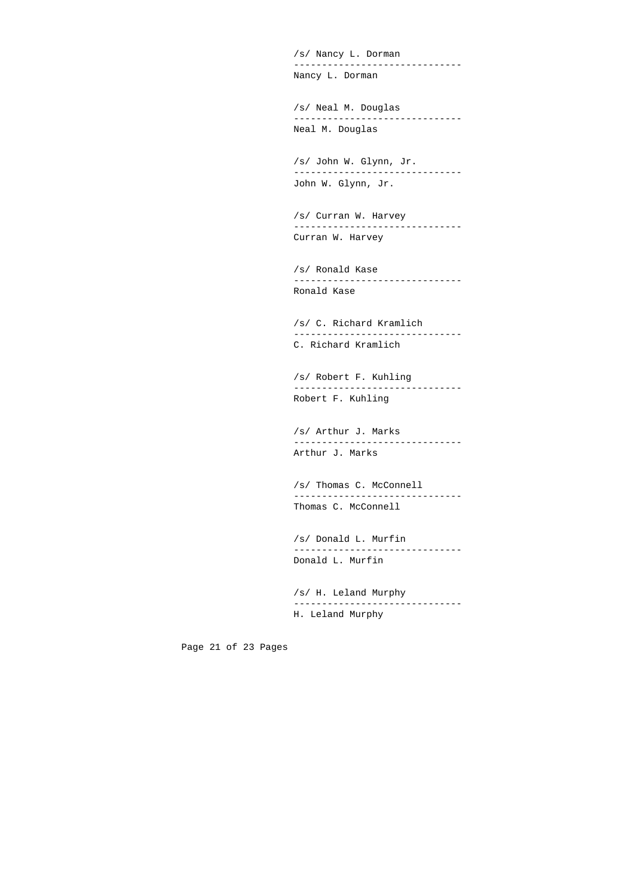/s/ Nancy L. Dorman
------------------------------
Nancy L. Dorman

/s/ Neal M. Douglas
------------------------------
Neal M. Douglas

/s/ John W. Glynn, Jr.
------------------------------
John W. Glynn, Jr.

/s/ Curran W. Harvey
------------------------------
Curran W. Harvey

/s/ Ronald Kase
------------------------------
Ronald Kase

/s/ C. Richard Kramlich
------------------------------
C. Richard Kramlich

/s/ Robert F. Kuhling
------------------------------
Robert F. Kuhling

/s/ Arthur J. Marks
------------------------------
Arthur J. Marks

/s/ Thomas C. McConnell
------------------------------
Thomas C. McConnell

/s/ Donald L. Murfin
------------------------------
Donald L. Murfin

/s/ H. Leland Murphy
------------------------------
H. Leland Murphy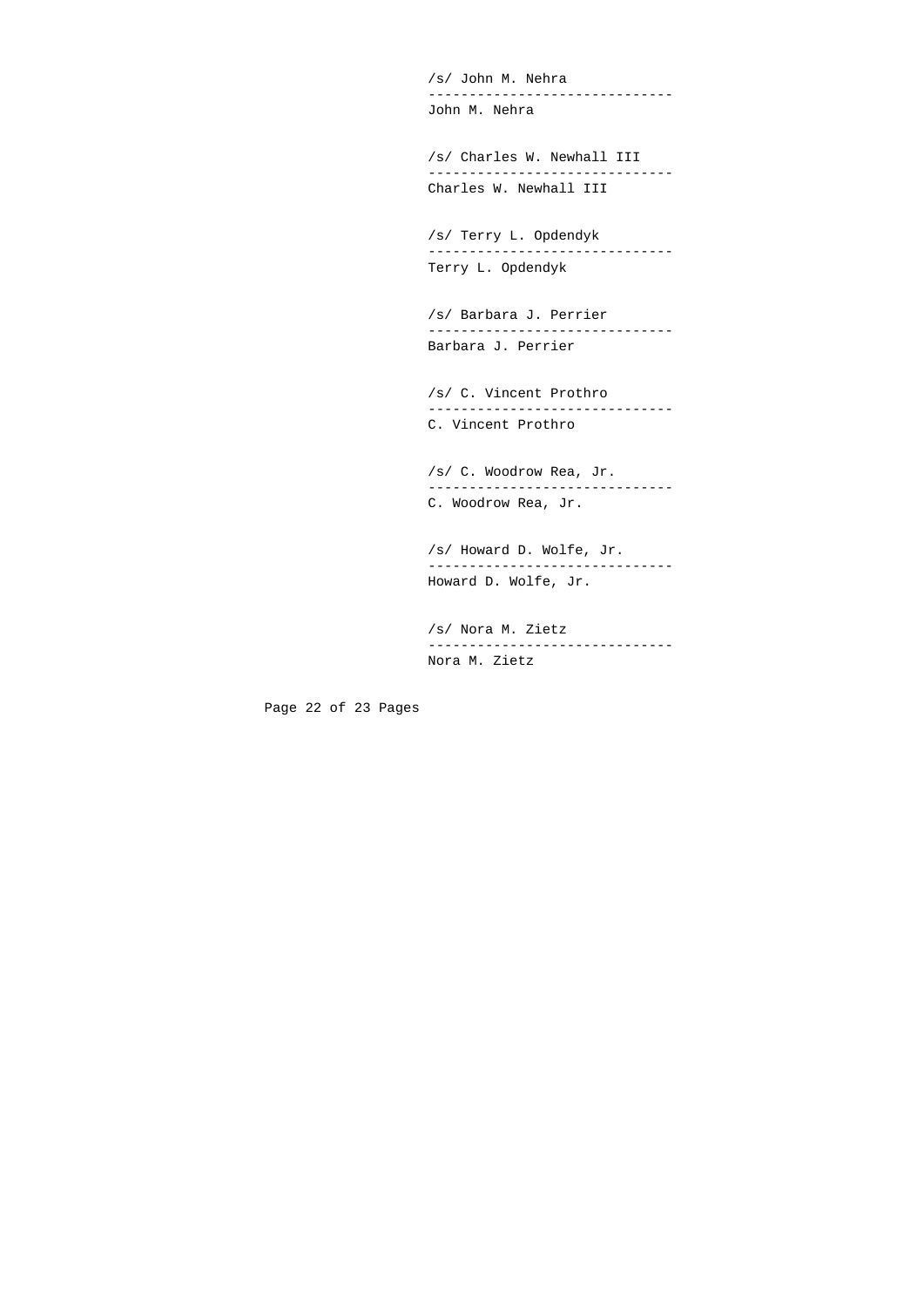/s/ John M. Nehra

------------------------------

John M. Nehra

/s/ Charles W. Newhall III

------------------------------

Charles W. Newhall III

/s/ Terry L. Opdendyk

------------------------------

Terry L. Opdendyk

/s/ Barbara J. Perrier

------------------------------

Barbara J. Perrier

/s/ C. Vincent Prothro

------------------------------

C. Vincent Prothro

/s/ C. Woodrow Rea, Jr.

------------------------------

C. Woodrow Rea, Jr.

/s/ Howard D. Wolfe, Jr.

------------------------------

Howard D. Wolfe, Jr.

/s/ Nora M. Zietz

------------------------------

Nora M. Zietz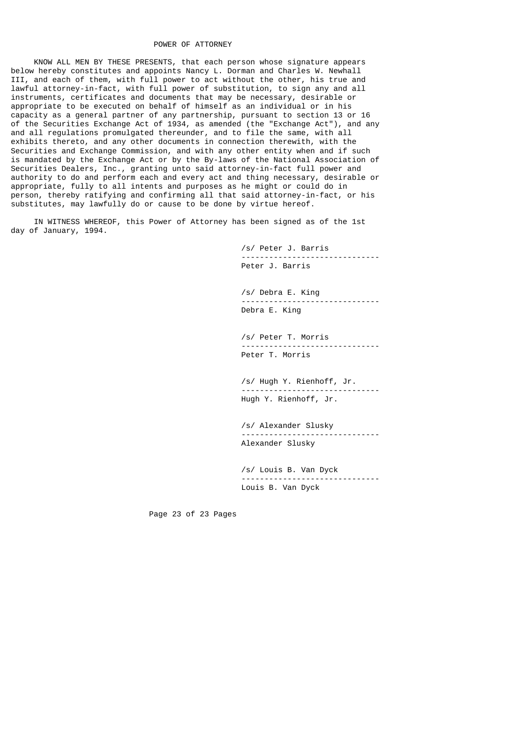# POWER OF ATTORNEY

KNOW ALL MEN BY THESE PRESENTS, that each person whose signature appears below hereby constitutes and appoints Nancy L. Dorman and Charles W. Newhall III, and each of them, with full power to act without the other, his true and lawful attorney-in-fact, with full power of substitution, to sign any and all instruments, certificates and documents that may be necessary, desirable or appropriate to be executed on behalf of himself as an individual or in his capacity as a general partner of any partnership, pursuant to section 13 or 16 of the Securities Exchange Act of 1934, as amended (the "Exchange Act"), and any and all regulations promulgated thereunder, and to file the same, with all exhibits thereto, and any other documents in connection therewith, with the Securities and Exchange Commission, and with any other entity when and if such is mandated by the Exchange Act or by the By-laws of the National Association of Securities Dealers, Inc., granting unto said attorney-in-fact full power and authority to do and perform each and every act and thing necessary, desirable or appropriate, fully to all intents and purposes as he might or could do in person, thereby ratifying and confirming all that said attorney-in-fact, or his substitutes, may lawfully do or cause to be done by virtue hereof.

IN WITNESS WHEREOF, this Power of Attorney has been signed as of the 1st day of January, 1994.

/s/ Peter J. Barris
------------------------------
Peter J. Barris

/s/ Debra E. King
------------------------------
Debra E. King

/s/ Peter T. Morris
------------------------------
Peter T. Morris

/s/ Hugh Y. Rienhoff, Jr.
------------------------------
Hugh Y. Rienhoff, Jr.

/s/ Alexander Slusky
------------------------------
Alexander Slusky

/s/ Louis B. Van Dyck
------------------------------
Louis B. Van Dyck